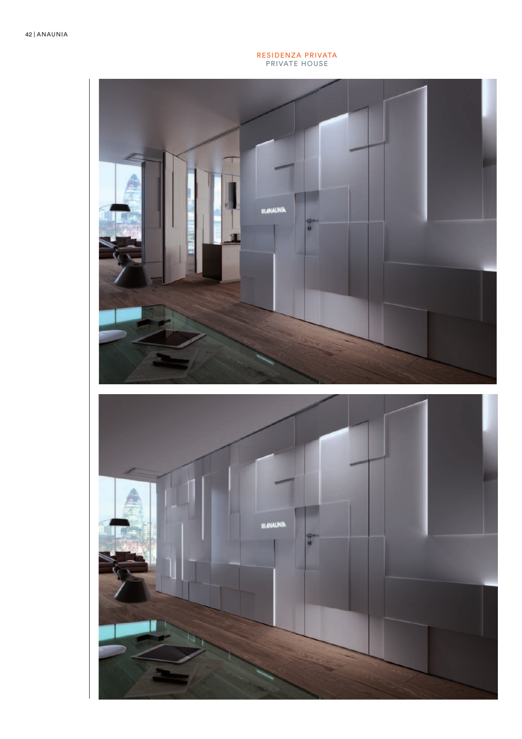RESIDENZA PRIVATA
PRIVATE HOUSE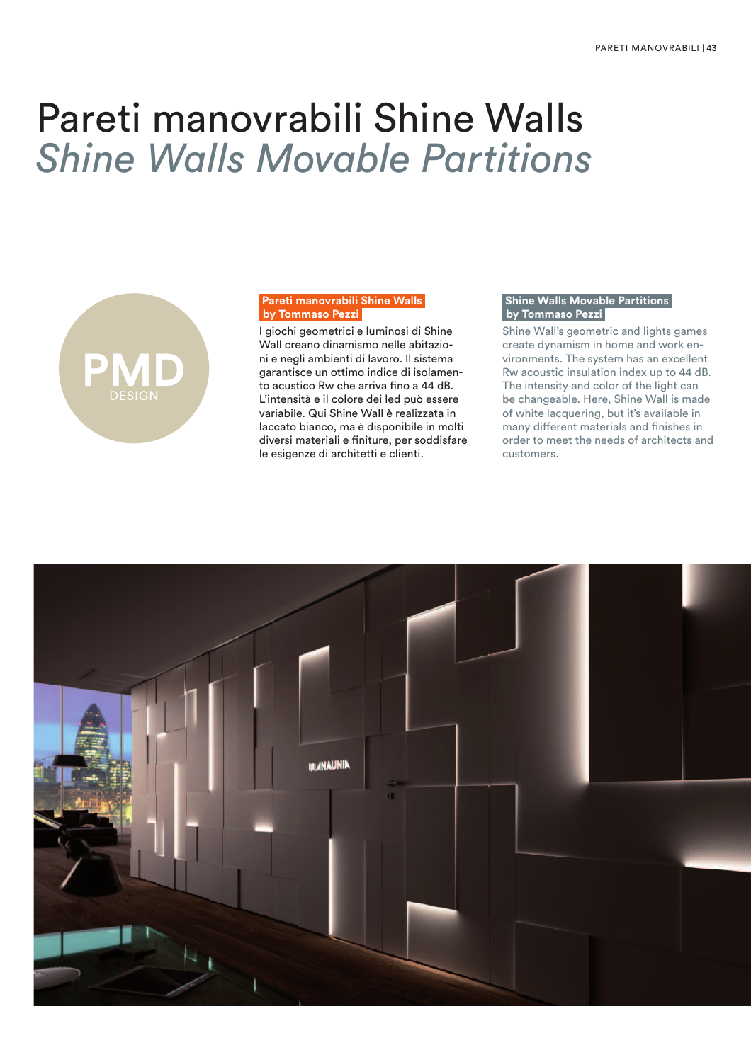# Pareti manovrabili Shine Walls

# *Shine Walls Movable Partitions*

PMD
DESIGN

**Pareti manovrabili Shine Walls by Tommaso Pezzi**

I giochi geometrici e luminosi di Shine Wall creano dinamismo nelle abitazioni e negli ambienti di lavoro. Il sistema garantisce un ottimo indice di isolamento acustico Rw che arriva fino a 44 dB. L'intensità e il colore dei led può essere variabile. Qui Shine Wall è realizzata in laccato bianco, ma è disponibile in molti diversi materiali e finiture, per soddisfare le esigenze di architetti e clienti.

**Shine Walls Movable Partitions by Tommaso Pezzi**

Shine Wall's geometric and lights games create dynamism in home and work environments. The system has an excellent Rw acoustic insulation index up to 44 dB. The intensity and color of the light can be changeable. Here, Shine Wall is made of white lacquering, but it's available in many different materials and finishes in order to meet the needs of architects and customers.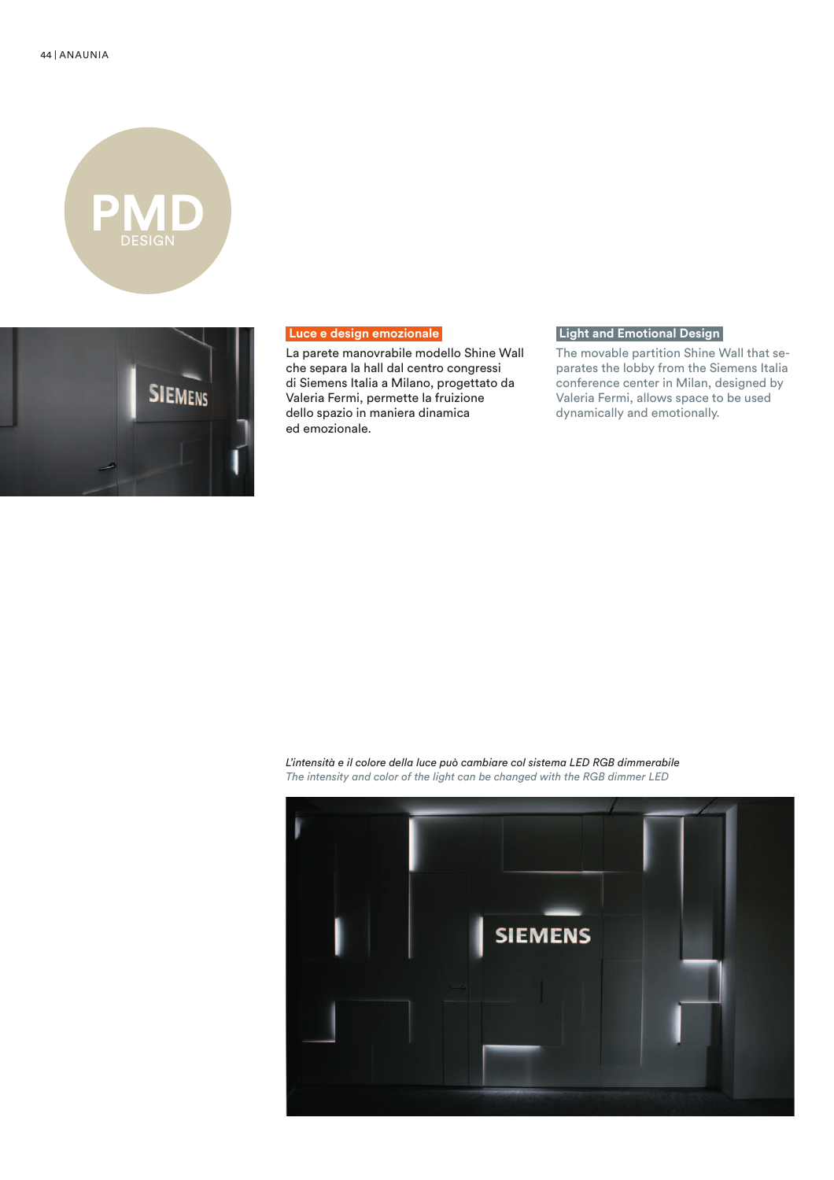# PMD
DESIGN

## Luce e design emozionale

La parete manovrabile modello Shine Wall che separa la hall dal centro congressi di Siemens Italia a Milano, progettato da Valeria Fermi, permette la fruizione dello spazio in maniera dinamica ed emozionale.

## Light and Emotional Design

The movable partition Shine Wall that separates the lobby from the Siemens Italia conference center in Milan, designed by Valeria Fermi, allows space to be used dynamically and emotionally.

*L'intensità e il colore della luce può cambiare col sistema LED RGB dimmerabile*
*The intensity and color of the light can be changed with the RGB dimmer LED*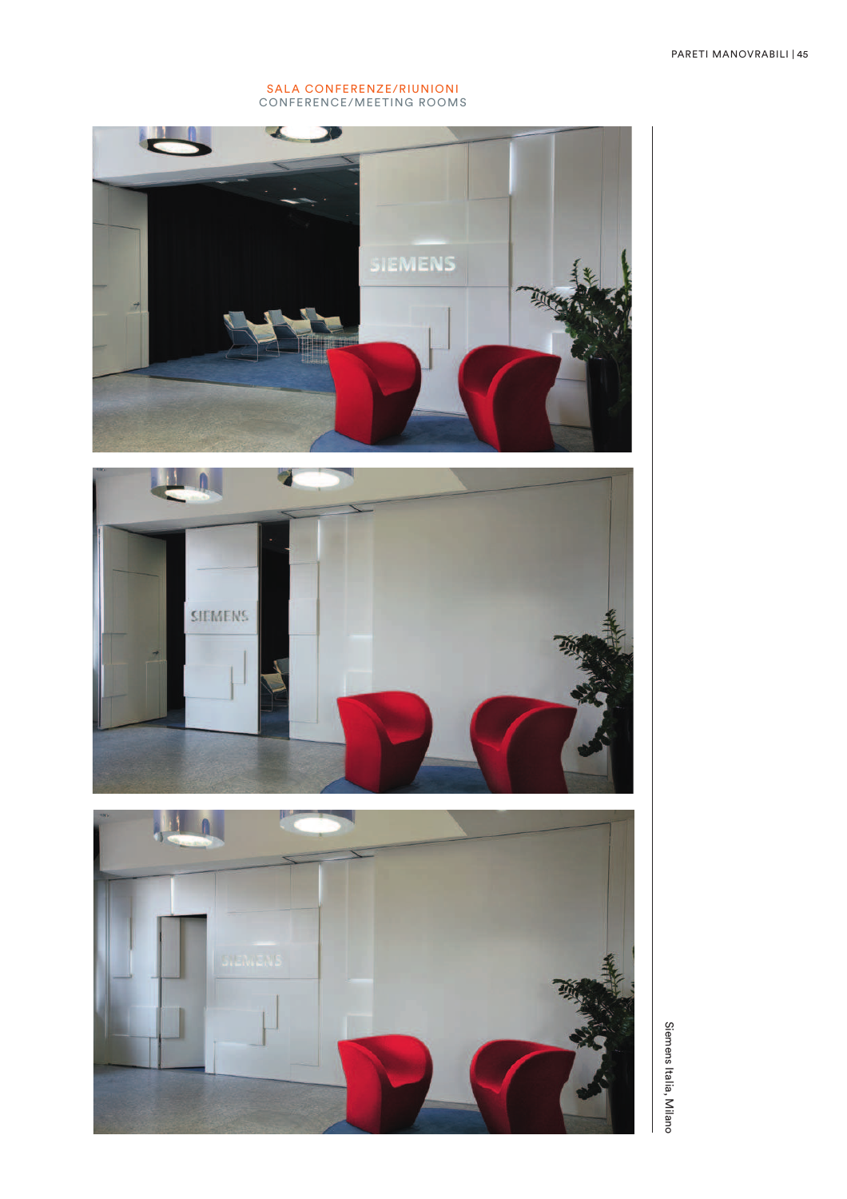## SALA CONFERENZE/RIUNIONI
CONFERENCE/MEETING ROOMS

Siemens Italia, Milano